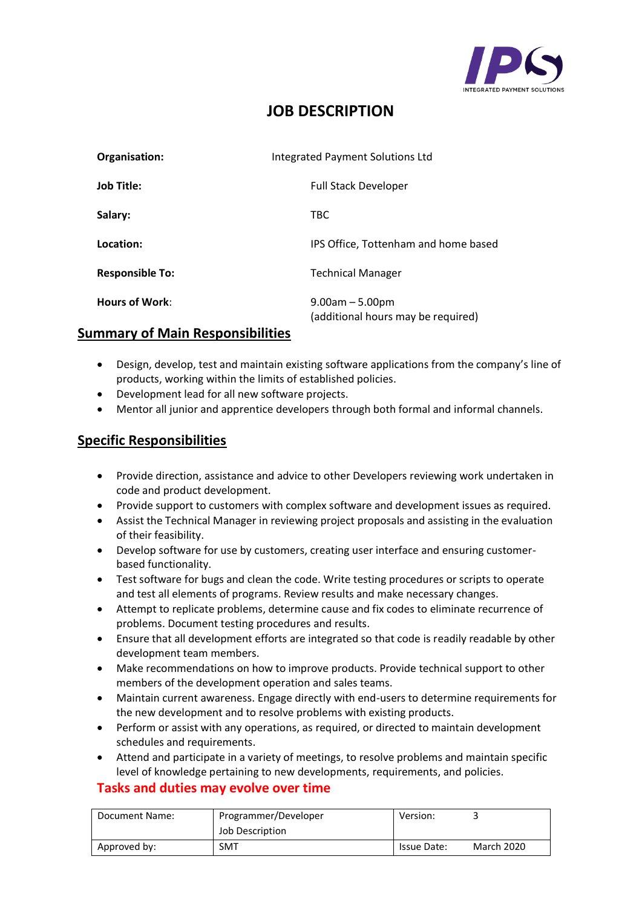# JOB DESCRIPTION

| | |
|---|---|
| **Organisation:** | Integrated Payment Solutions Ltd |
| **Job Title:** | Full Stack Developer |
| **Salary:** | TBC |
| **Location:** | IPS Office, Tottenham and home based |
| **Responsible To:** | Technical Manager |
| **Hours of Work**: | 9.00am – 5.00pm (additional hours may be required) |

## Summary of Main Responsibilities

- Design, develop, test and maintain existing software applications from the company's line of products, working within the limits of established policies.
- Development lead for all new software projects.
- Mentor all junior and apprentice developers through both formal and informal channels.

## Specific Responsibilities

- Provide direction, assistance and advice to other Developers reviewing work undertaken in code and product development.
- Provide support to customers with complex software and development issues as required.
- Assist the Technical Manager in reviewing project proposals and assisting in the evaluation of their feasibility.
- Develop software for use by customers, creating user interface and ensuring customer-based functionality.
- Test software for bugs and clean the code. Write testing procedures or scripts to operate and test all elements of programs. Review results and make necessary changes.
- Attempt to replicate problems, determine cause and fix codes to eliminate recurrence of problems. Document testing procedures and results.
- Ensure that all development efforts are integrated so that code is readily readable by other development team members.
- Make recommendations on how to improve products. Provide technical support to other members of the development operation and sales teams.
- Maintain current awareness. Engage directly with end-users to determine requirements for the new development and to resolve problems with existing products.
- Perform or assist with any operations, as required, or directed to maintain development schedules and requirements.
- Attend and participate in a variety of meetings, to resolve problems and maintain specific level of knowledge pertaining to new developments, requirements, and policies.

**Tasks and duties may evolve over time**

| Document Name: | Programmer/Developer Job Description | Version: | 3 |
|---|---|---|---|
| Approved by: | SMT | Issue Date: | March 2020 |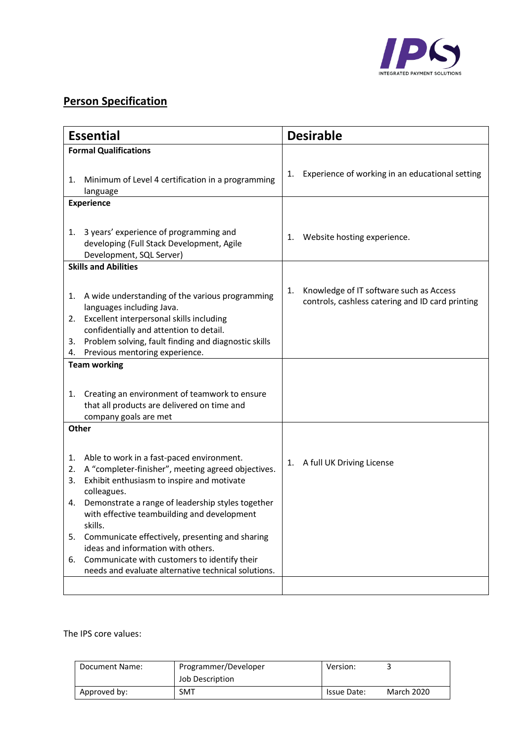## Person Specification

| Essential | Desirable |
|---|---|
| **Formal Qualifications**<br><br>1. Minimum of Level 4 certification in a programming language | 1. Experience of working in an educational setting |
| **Experience**<br><br>1. 3 years' experience of programming and developing (Full Stack Development, Agile Development, SQL Server) | 1. Website hosting experience. |
| **Skills and Abilities**<br><br>1. A wide understanding of the various programming languages including Java.<br>2. Excellent interpersonal skills including confidentially and attention to detail.<br>3. Problem solving, fault finding and diagnostic skills<br>4. Previous mentoring experience. | 1. Knowledge of IT software such as Access controls, cashless catering and ID card printing |
| **Team working**<br><br>1. Creating an environment of teamwork to ensure that all products are delivered on time and company goals are met | |
| **Other**<br><br>1. Able to work in a fast-paced environment.<br>2. A "completer-finisher", meeting agreed objectives.<br>3. Exhibit enthusiasm to inspire and motivate colleagues.<br>4. Demonstrate a range of leadership styles together with effective teambuilding and development skills.<br>5. Communicate effectively, presenting and sharing ideas and information with others.<br>6. Communicate with customers to identify their needs and evaluate alternative technical solutions. | 1. A full UK Driving License |
| | |

The IPS core values:

| Document Name: | Programmer/Developer Job Description | Version: | 3 |
|---|---|---|---|
| Approved by: | SMT | Issue Date: | March 2020 |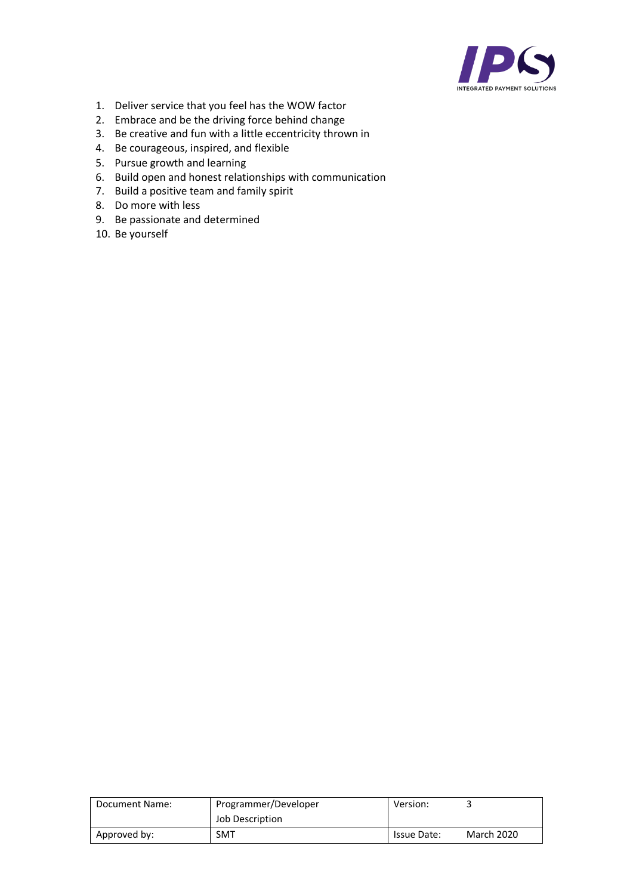1. Deliver service that you feel has the WOW factor
2. Embrace and be the driving force behind change
3. Be creative and fun with a little eccentricity thrown in
4. Be courageous, inspired, and flexible
5. Pursue growth and learning
6. Build open and honest relationships with communication
7. Build a positive team and family spirit
8. Do more with less
9. Be passionate and determined
10. Be yourself